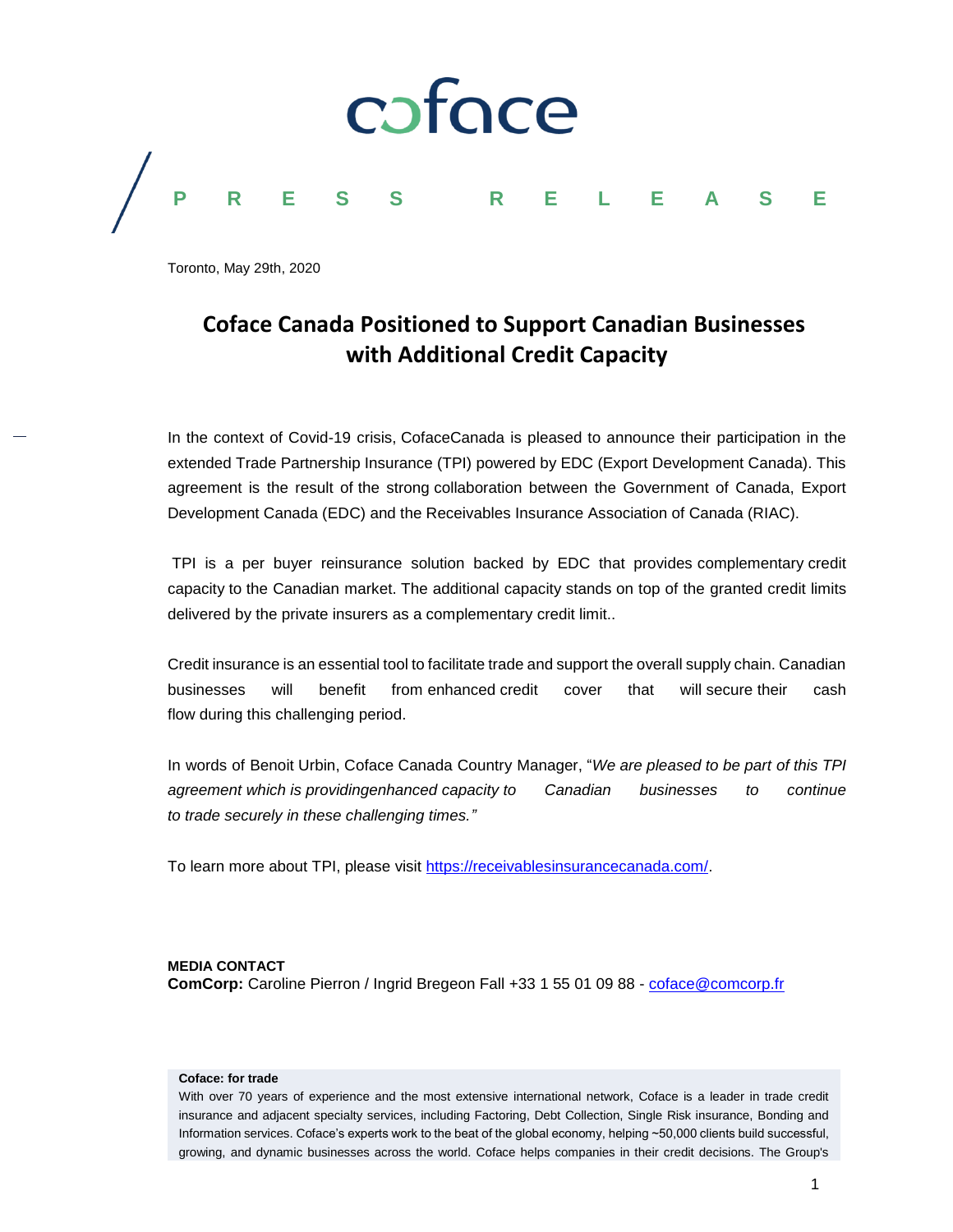coface

PRESS RELEASE

Toronto, May 29th, 2020

# Coface Canada Positioned to Support Canadian Businesses with Additional Credit Capacity

In the context of Covid-19 crisis, CofaceCanada is pleased to announce their participation in the extended Trade Partnership Insurance (TPI) powered by EDC (Export Development Canada). This agreement is the result of the strong collaboration between the Government of Canada, Export Development Canada (EDC) and the Receivables Insurance Association of Canada (RIAC).

TPI is a per buyer reinsurance solution backed by EDC that provides complementary credit capacity to the Canadian market. The additional capacity stands on top of the granted credit limits delivered by the private insurers as a complementary credit limit..

Credit insurance is an essential tool to facilitate trade and support the overall supply chain. Canadian businesses will benefit from enhanced credit cover that will secure their cash flow during this challenging period.

In words of Benoit Urbin, Coface Canada Country Manager, "*We are pleased to be part of this TPI agreement which is providingenhanced capacity to Canadian businesses to continue to trade securely in these challenging times."*

To learn more about TPI, please visit [https://receivablesinsurancecanada.com/](https://receivablesinsurancecanada.com/).

**MEDIA CONTACT**
**ComCorp:** Caroline Pierron / Ingrid Bregeon Fall +33 1 55 01 09 88 - [coface@comcorp.fr](mailto:coface@comcorp.fr)

**Coface: for trade**
With over 70 years of experience and the most extensive international network, Coface is a leader in trade credit insurance and adjacent specialty services, including Factoring, Debt Collection, Single Risk insurance, Bonding and Information services. Coface's experts work to the beat of the global economy, helping ~50,000 clients build successful, growing, and dynamic businesses across the world. Coface helps companies in their credit decisions. The Group's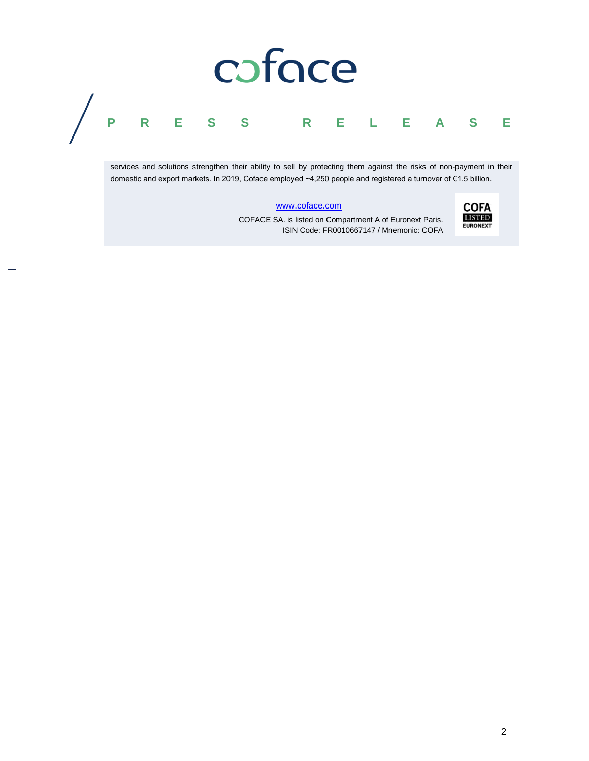services and solutions strengthen their ability to sell by protecting them against the risks of non-payment in their domestic and export markets. In 2019, Coface employed ~4,250 people and registered a turnover of €1.5 billion.

www.coface.com

COFACE SA. is listed on Compartment A of Euronext Paris.
ISIN Code: FR0010667147 / Mnemonic: COFA

COFA
LISTED
EURONEXT